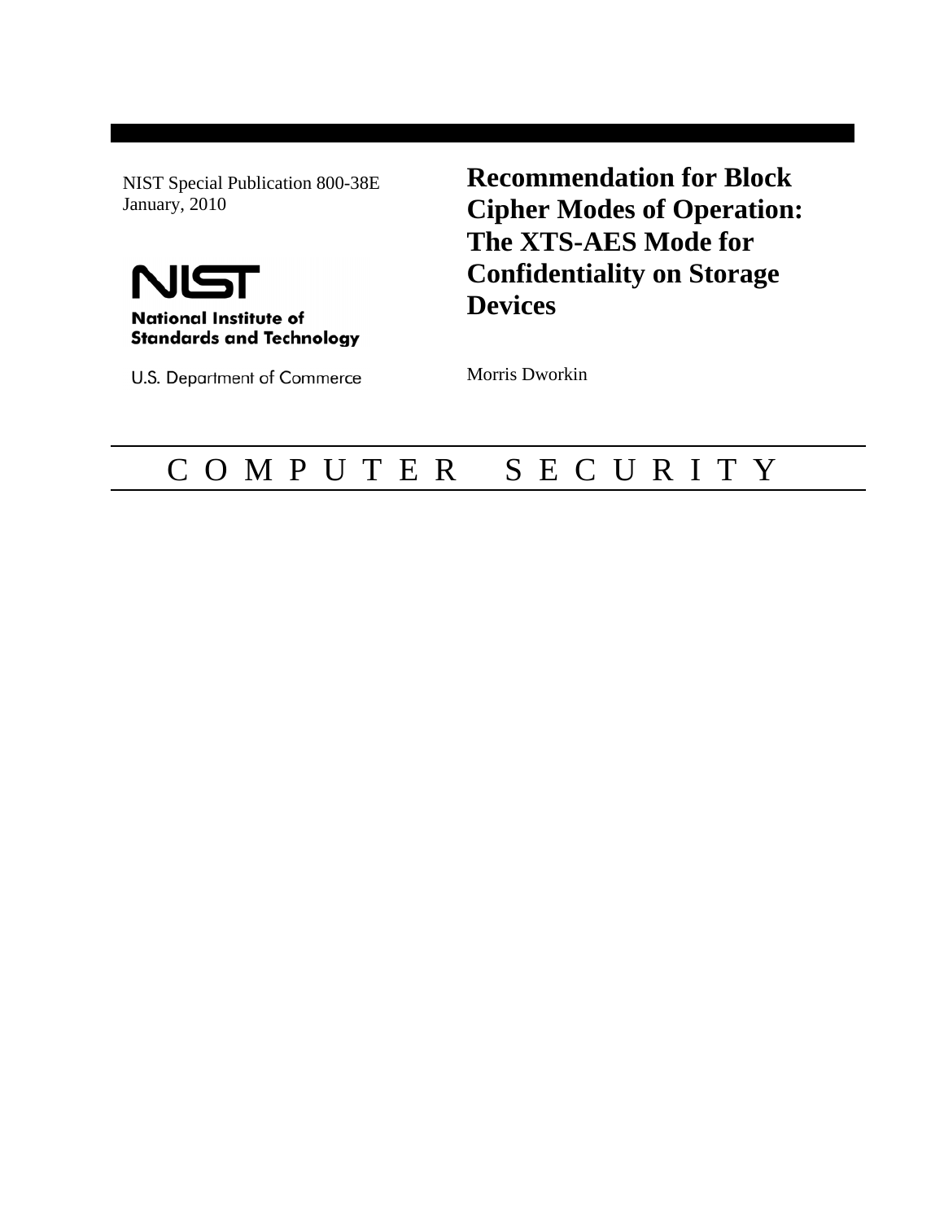NIST Special Publication 800-38E
January, 2010

**NIST**
**National Institute of Standards and Technology**
U.S. Department of Commerce

# Recommendation for Block Cipher Modes of Operation: The XTS-AES Mode for Confidentiality on Storage Devices

Morris Dworkin

C O M P U T E R    S E C U R I T Y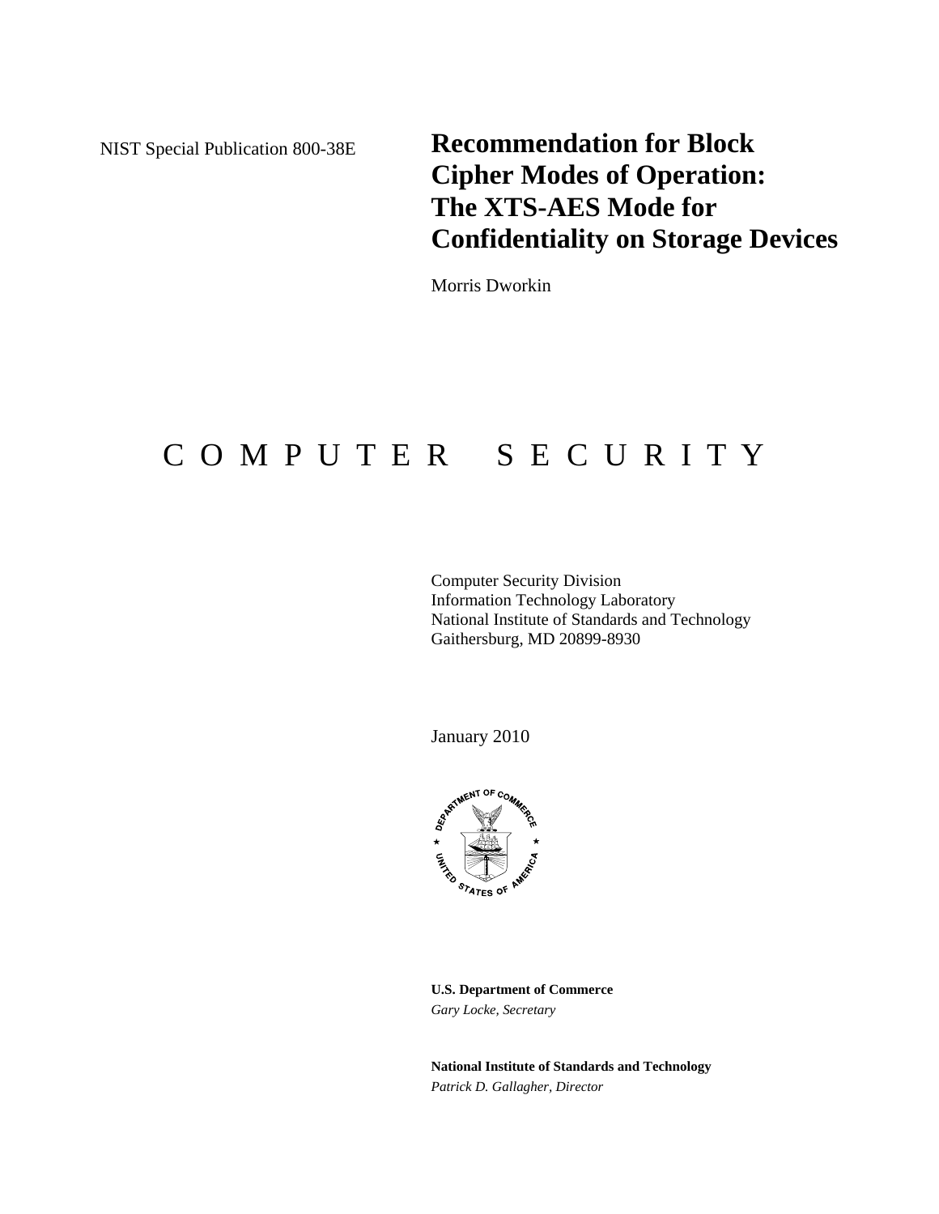NIST Special Publication 800-38E

# Recommendation for Block Cipher Modes of Operation: The XTS-AES Mode for Confidentiality on Storage Devices

Morris Dworkin

C O M P U T E R S E C U R I T Y

Computer Security Division
Information Technology Laboratory
National Institute of Standards and Technology
Gaithersburg, MD 20899-8930

January 2010

**U.S. Department of Commerce**
*Gary Locke, Secretary*

**National Institute of Standards and Technology**
*Patrick D. Gallagher, Director*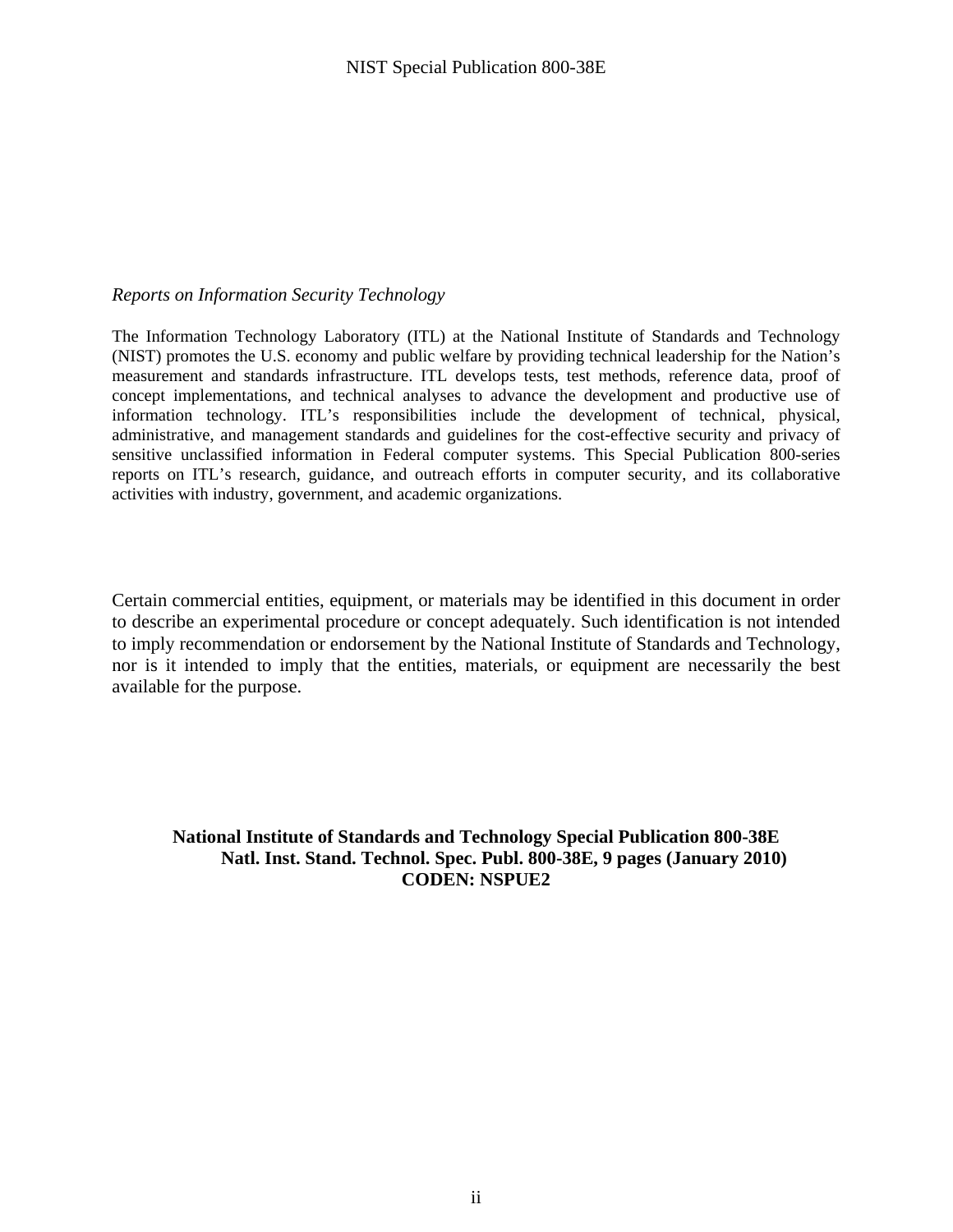*Reports on Information Security Technology*

The Information Technology Laboratory (ITL) at the National Institute of Standards and Technology (NIST) promotes the U.S. economy and public welfare by providing technical leadership for the Nation's measurement and standards infrastructure. ITL develops tests, test methods, reference data, proof of concept implementations, and technical analyses to advance the development and productive use of information technology. ITL's responsibilities include the development of technical, physical, administrative, and management standards and guidelines for the cost-effective security and privacy of sensitive unclassified information in Federal computer systems. This Special Publication 800-series reports on ITL's research, guidance, and outreach efforts in computer security, and its collaborative activities with industry, government, and academic organizations.

Certain commercial entities, equipment, or materials may be identified in this document in order to describe an experimental procedure or concept adequately. Such identification is not intended to imply recommendation or endorsement by the National Institute of Standards and Technology, nor is it intended to imply that the entities, materials, or equipment are necessarily the best available for the purpose.

**National Institute of Standards and Technology Special Publication 800-38E**
**Natl. Inst. Stand. Technol. Spec. Publ. 800-38E, 9 pages (January 2010)**
**CODEN: NSPUE2**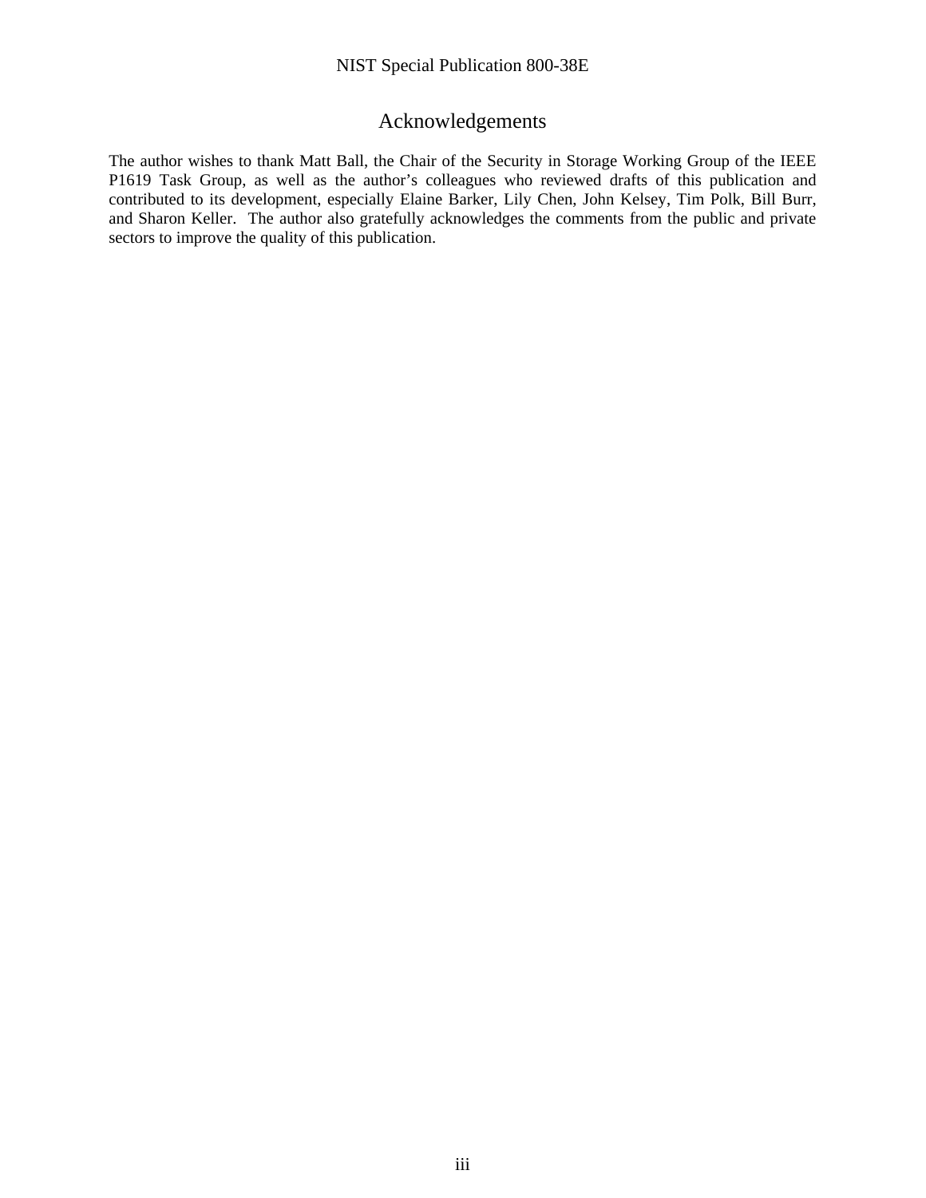# Acknowledgements

The author wishes to thank Matt Ball, the Chair of the Security in Storage Working Group of the IEEE P1619 Task Group, as well as the author's colleagues who reviewed drafts of this publication and contributed to its development, especially Elaine Barker, Lily Chen, John Kelsey, Tim Polk, Bill Burr, and Sharon Keller. The author also gratefully acknowledges the comments from the public and private sectors to improve the quality of this publication.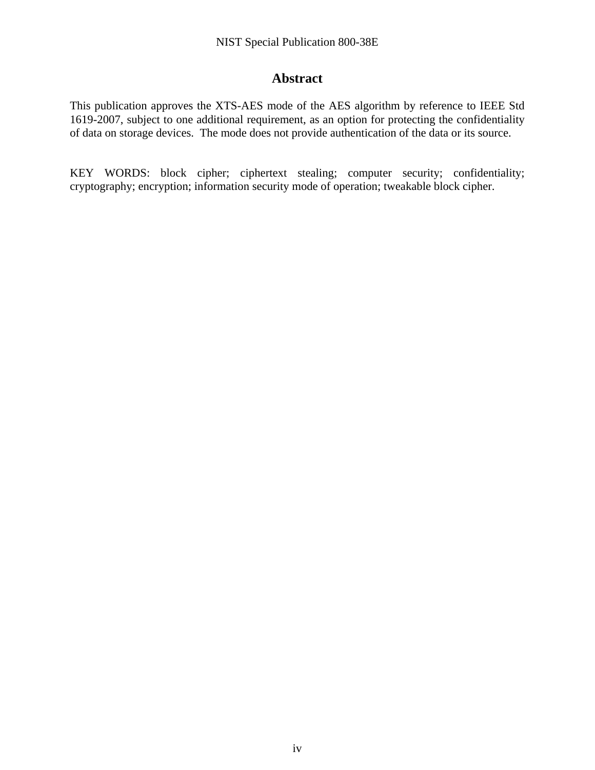# Abstract

This publication approves the XTS-AES mode of the AES algorithm by reference to IEEE Std 1619-2007, subject to one additional requirement, as an option for protecting the confidentiality of data on storage devices. The mode does not provide authentication of the data or its source.

KEY WORDS: block cipher; ciphertext stealing; computer security; confidentiality; cryptography; encryption; information security mode of operation; tweakable block cipher.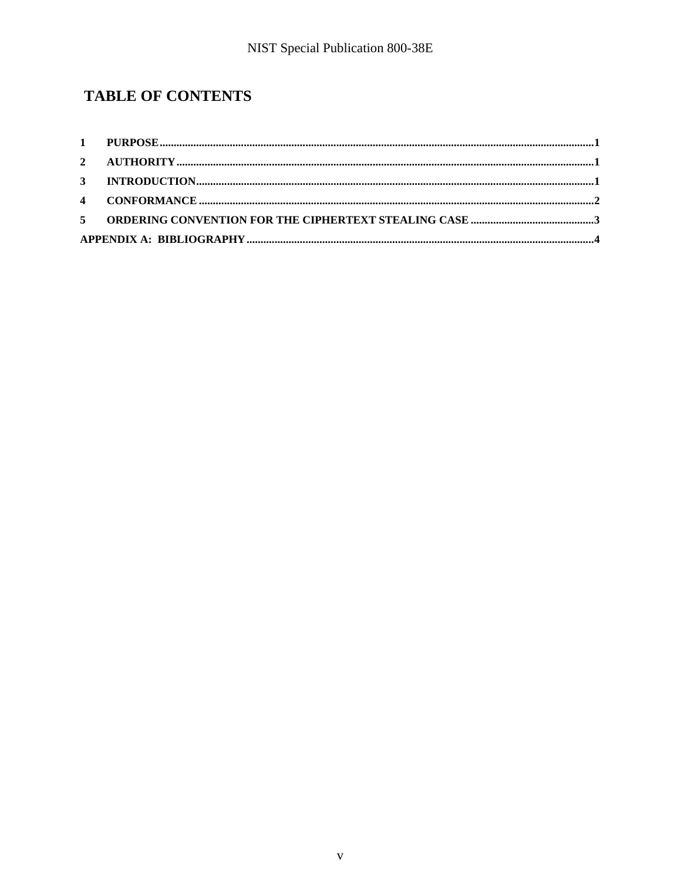# TABLE OF CONTENTS

1 PURPOSE ....................................................................................................................................................1

2 AUTHORITY .............................................................................................................................................1

3 INTRODUCTION......................................................................................................................................1

4 CONFORMANCE .....................................................................................................................................2

5 ORDERING CONVENTION FOR THE CIPHERTEXT STEALING CASE ...........................................3

APPENDIX A: BIBLIOGRAPHY .................................................................................................................4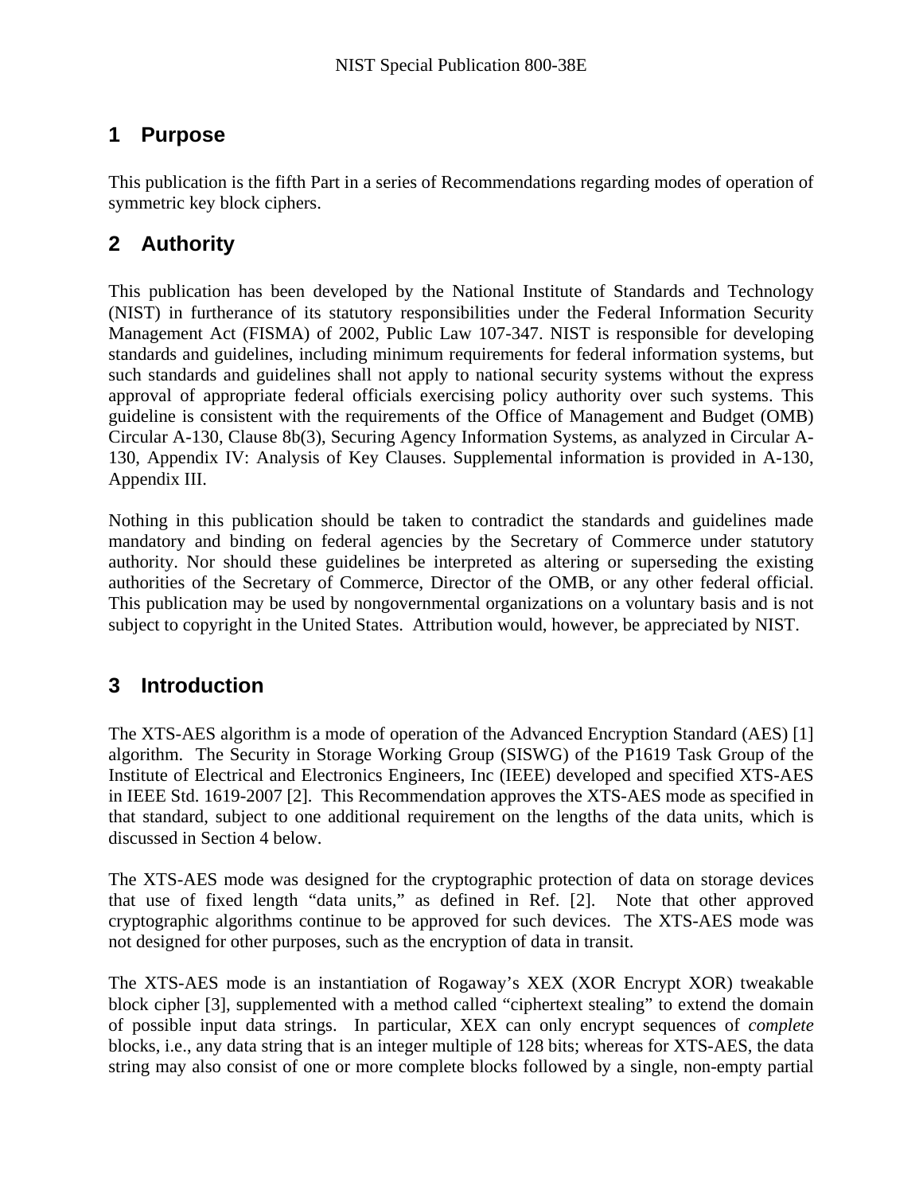# 1 Purpose

This publication is the fifth Part in a series of Recommendations regarding modes of operation of symmetric key block ciphers.

# 2 Authority

This publication has been developed by the National Institute of Standards and Technology (NIST) in furtherance of its statutory responsibilities under the Federal Information Security Management Act (FISMA) of 2002, Public Law 107-347. NIST is responsible for developing standards and guidelines, including minimum requirements for federal information systems, but such standards and guidelines shall not apply to national security systems without the express approval of appropriate federal officials exercising policy authority over such systems. This guideline is consistent with the requirements of the Office of Management and Budget (OMB) Circular A-130, Clause 8b(3), Securing Agency Information Systems, as analyzed in Circular A-130, Appendix IV: Analysis of Key Clauses. Supplemental information is provided in A-130, Appendix III.

Nothing in this publication should be taken to contradict the standards and guidelines made mandatory and binding on federal agencies by the Secretary of Commerce under statutory authority. Nor should these guidelines be interpreted as altering or superseding the existing authorities of the Secretary of Commerce, Director of the OMB, or any other federal official. This publication may be used by nongovernmental organizations on a voluntary basis and is not subject to copyright in the United States. Attribution would, however, be appreciated by NIST.

# 3 Introduction

The XTS-AES algorithm is a mode of operation of the Advanced Encryption Standard (AES) [1] algorithm. The Security in Storage Working Group (SISWG) of the P1619 Task Group of the Institute of Electrical and Electronics Engineers, Inc (IEEE) developed and specified XTS-AES in IEEE Std. 1619-2007 [2]. This Recommendation approves the XTS-AES mode as specified in that standard, subject to one additional requirement on the lengths of the data units, which is discussed in Section 4 below.

The XTS-AES mode was designed for the cryptographic protection of data on storage devices that use of fixed length "data units," as defined in Ref. [2]. Note that other approved cryptographic algorithms continue to be approved for such devices. The XTS-AES mode was not designed for other purposes, such as the encryption of data in transit.

The XTS-AES mode is an instantiation of Rogaway's XEX (XOR Encrypt XOR) tweakable block cipher [3], supplemented with a method called "ciphertext stealing" to extend the domain of possible input data strings. In particular, XEX can only encrypt sequences of *complete* blocks, i.e., any data string that is an integer multiple of 128 bits; whereas for XTS-AES, the data string may also consist of one or more complete blocks followed by a single, non-empty partial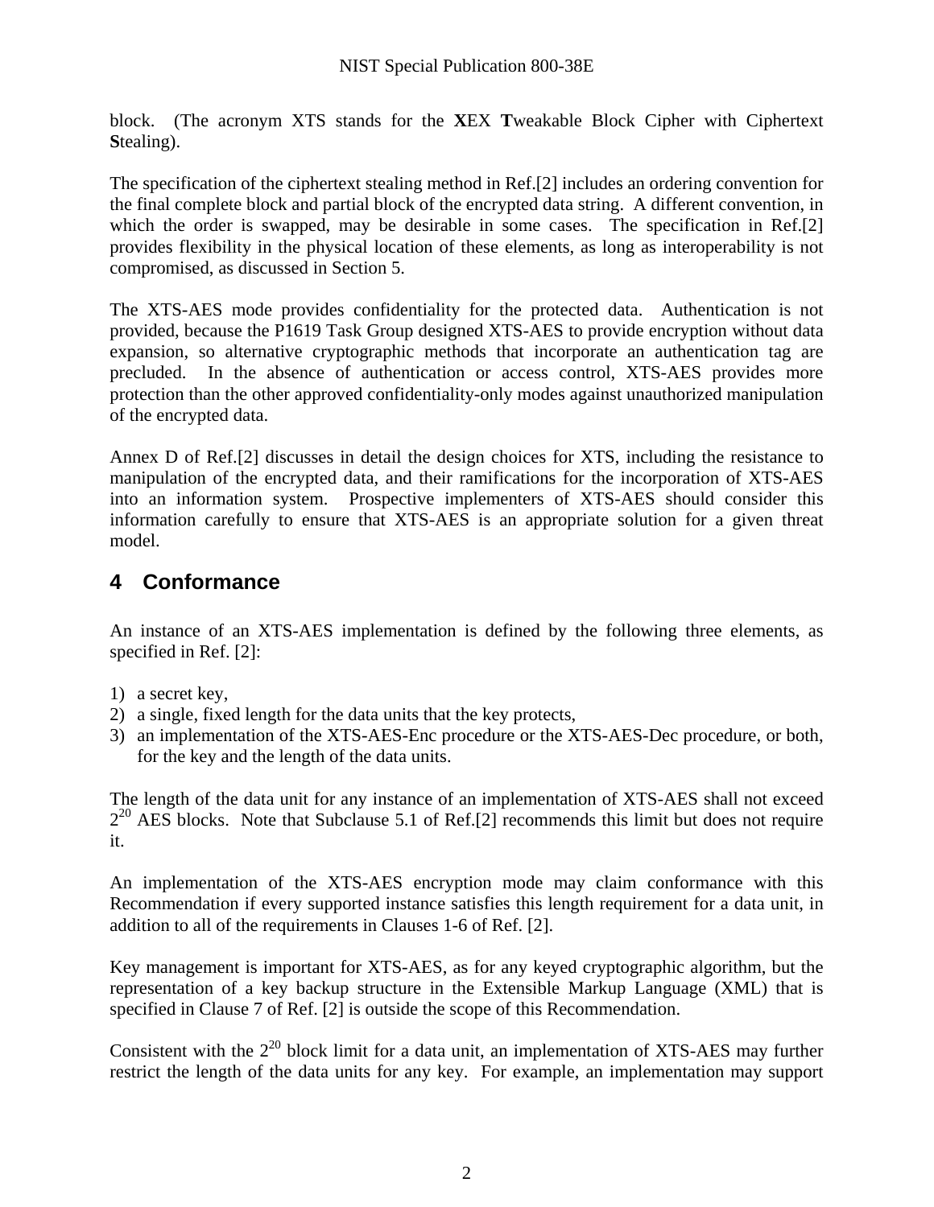block. (The acronym XTS stands for the **X**EX **T**weakable Block Cipher with Ciphertext **S**tealing).

The specification of the ciphertext stealing method in Ref.[2] includes an ordering convention for the final complete block and partial block of the encrypted data string. A different convention, in which the order is swapped, may be desirable in some cases. The specification in Ref.[2] provides flexibility in the physical location of these elements, as long as interoperability is not compromised, as discussed in Section 5.

The XTS-AES mode provides confidentiality for the protected data. Authentication is not provided, because the P1619 Task Group designed XTS-AES to provide encryption without data expansion, so alternative cryptographic methods that incorporate an authentication tag are precluded. In the absence of authentication or access control, XTS-AES provides more protection than the other approved confidentiality-only modes against unauthorized manipulation of the encrypted data.

Annex D of Ref.[2] discusses in detail the design choices for XTS, including the resistance to manipulation of the encrypted data, and their ramifications for the incorporation of XTS-AES into an information system. Prospective implementers of XTS-AES should consider this information carefully to ensure that XTS-AES is an appropriate solution for a given threat model.

## 4 Conformance

An instance of an XTS-AES implementation is defined by the following three elements, as specified in Ref. [2]:

1) a secret key,
2) a single, fixed length for the data units that the key protects,
3) an implementation of the XTS-AES-Enc procedure or the XTS-AES-Dec procedure, or both, for the key and the length of the data units.

The length of the data unit for any instance of an implementation of XTS-AES shall not exceed $2^{20}$ AES blocks. Note that Subclause 5.1 of Ref.[2] recommends this limit but does not require it.

An implementation of the XTS-AES encryption mode may claim conformance with this Recommendation if every supported instance satisfies this length requirement for a data unit, in addition to all of the requirements in Clauses 1-6 of Ref. [2].

Key management is important for XTS-AES, as for any keyed cryptographic algorithm, but the representation of a key backup structure in the Extensible Markup Language (XML) that is specified in Clause 7 of Ref. [2] is outside the scope of this Recommendation.

Consistent with the $2^{20}$ block limit for a data unit, an implementation of XTS-AES may further restrict the length of the data units for any key. For example, an implementation may support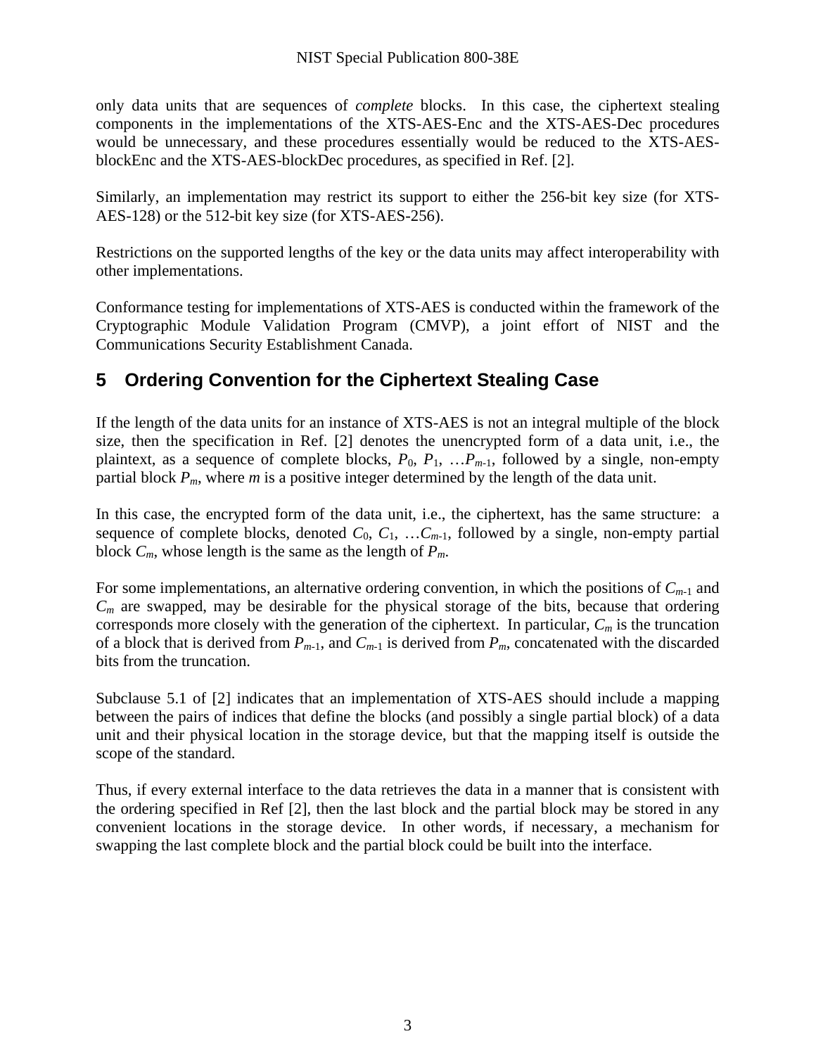only data units that are sequences of *complete* blocks. In this case, the ciphertext stealing components in the implementations of the XTS-AES-Enc and the XTS-AES-Dec procedures would be unnecessary, and these procedures essentially would be reduced to the XTS-AES-blockEnc and the XTS-AES-blockDec procedures, as specified in Ref. [2].

Similarly, an implementation may restrict its support to either the 256-bit key size (for XTS-AES-128) or the 512-bit key size (for XTS-AES-256).

Restrictions on the supported lengths of the key or the data units may affect interoperability with other implementations.

Conformance testing for implementations of XTS-AES is conducted within the framework of the Cryptographic Module Validation Program (CMVP), a joint effort of NIST and the Communications Security Establishment Canada.

## 5 Ordering Convention for the Ciphertext Stealing Case

If the length of the data units for an instance of XTS-AES is not an integral multiple of the block size, then the specification in Ref. [2] denotes the unencrypted form of a data unit, i.e., the plaintext, as a sequence of complete blocks, $P_0$, $P_1$, …$P_{m-1}$, followed by a single, non-empty partial block $P_m$, where $m$ is a positive integer determined by the length of the data unit.

In this case, the encrypted form of the data unit, i.e., the ciphertext, has the same structure: a sequence of complete blocks, denoted $C_0$, $C_1$, …$C_{m-1}$, followed by a single, non-empty partial block $C_m$, whose length is the same as the length of $P_m$.

For some implementations, an alternative ordering convention, in which the positions of $C_{m-1}$ and $C_m$ are swapped, may be desirable for the physical storage of the bits, because that ordering corresponds more closely with the generation of the ciphertext. In particular, $C_m$ is the truncation of a block that is derived from $P_{m-1}$, and $C_{m-1}$ is derived from $P_m$, concatenated with the discarded bits from the truncation.

Subclause 5.1 of [2] indicates that an implementation of XTS-AES should include a mapping between the pairs of indices that define the blocks (and possibly a single partial block) of a data unit and their physical location in the storage device, but that the mapping itself is outside the scope of the standard.

Thus, if every external interface to the data retrieves the data in a manner that is consistent with the ordering specified in Ref [2], then the last block and the partial block may be stored in any convenient locations in the storage device. In other words, if necessary, a mechanism for swapping the last complete block and the partial block could be built into the interface.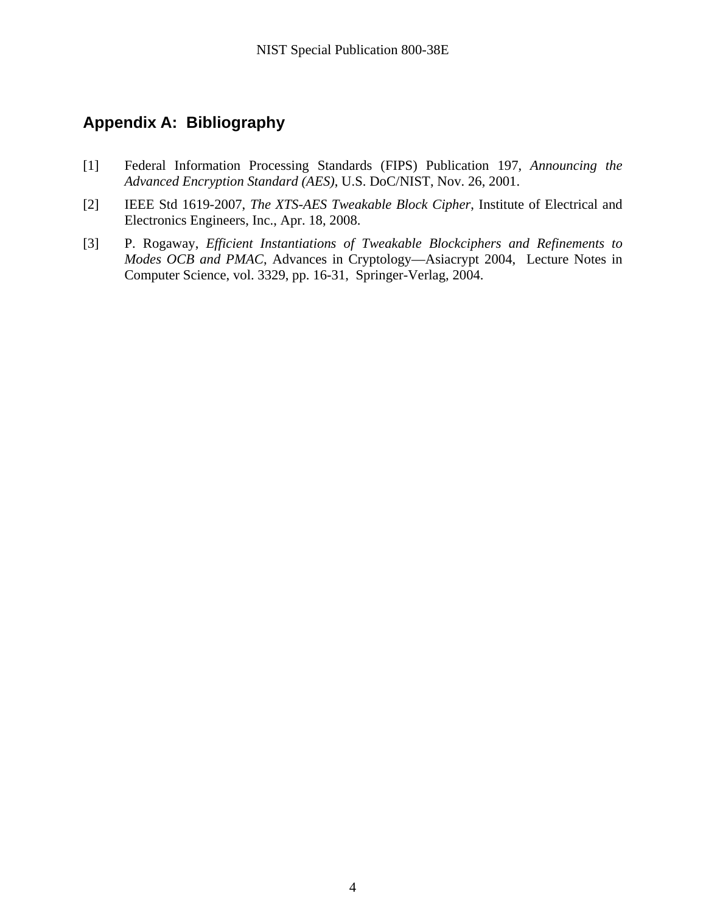## Appendix A: Bibliography

[1] Federal Information Processing Standards (FIPS) Publication 197, *Announcing the Advanced Encryption Standard (AES)*, U.S. DoC/NIST, Nov. 26, 2001.

[2] IEEE Std 1619-2007, *The XTS-AES Tweakable Block Cipher*, Institute of Electrical and Electronics Engineers, Inc., Apr. 18, 2008.

[3] P. Rogaway, *Efficient Instantiations of Tweakable Blockciphers and Refinements to Modes OCB and PMAC*, Advances in Cryptology—Asiacrypt 2004, Lecture Notes in Computer Science, vol. 3329, pp. 16-31, Springer-Verlag, 2004.